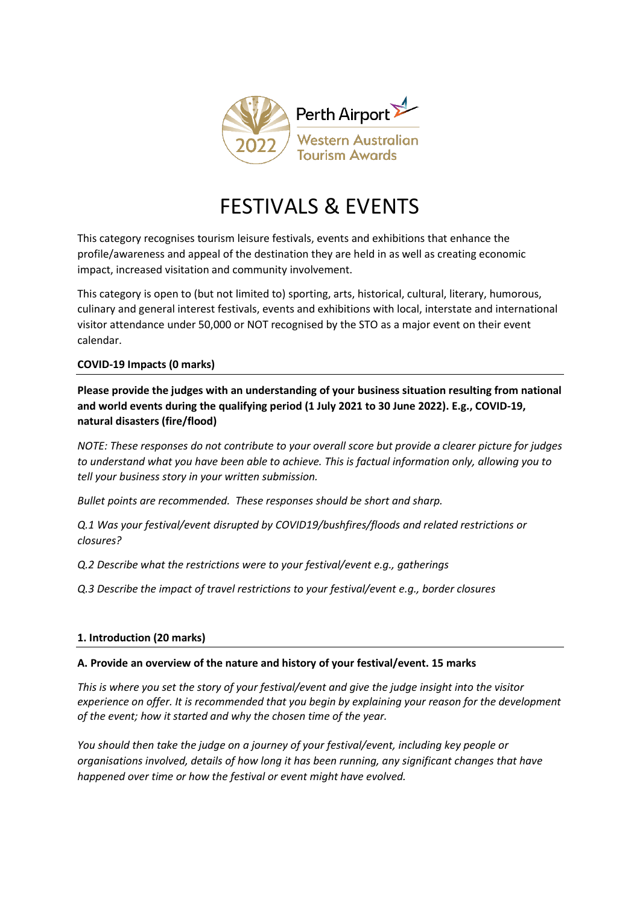Perth Airport Western Australian Tourism Awards 2022

# FESTIVALS & EVENTS

This category recognises tourism leisure festivals, events and exhibitions that enhance the profile/awareness and appeal of the destination they are held in as well as creating economic impact, increased visitation and community involvement.

This category is open to (but not limited to) sporting, arts, historical, cultural, literary, humorous, culinary and general interest festivals, events and exhibitions with local, interstate and international visitor attendance under 50,000 or NOT recognised by the STO as a major event on their event calendar.

## COVID-19 Impacts (0 marks)

**Please provide the judges with an understanding of your business situation resulting from national and world events during the qualifying period (1 July 2021 to 30 June 2022). E.g., COVID-19, natural disasters (fire/flood)**

*NOTE: These responses do not contribute to your overall score but provide a clearer picture for judges to understand what you have been able to achieve. This is factual information only, allowing you to tell your business story in your written submission.*

*Bullet points are recommended. These responses should be short and sharp.*

*Q.1 Was your festival/event disrupted by COVID19/bushfires/floods and related restrictions or closures?*

*Q.2 Describe what the restrictions were to your festival/event e.g., gatherings*

*Q.3 Describe the impact of travel restrictions to your festival/event e.g., border closures*

## 1. Introduction (20 marks)

**A. Provide an overview of the nature and history of your festival/event. 15 marks**

*This is where you set the story of your festival/event and give the judge insight into the visitor experience on offer. It is recommended that you begin by explaining your reason for the development of the event; how it started and why the chosen time of the year.*

*You should then take the judge on a journey of your festival/event, including key people or organisations involved, details of how long it has been running, any significant changes that have happened over time or how the festival or event might have evolved.*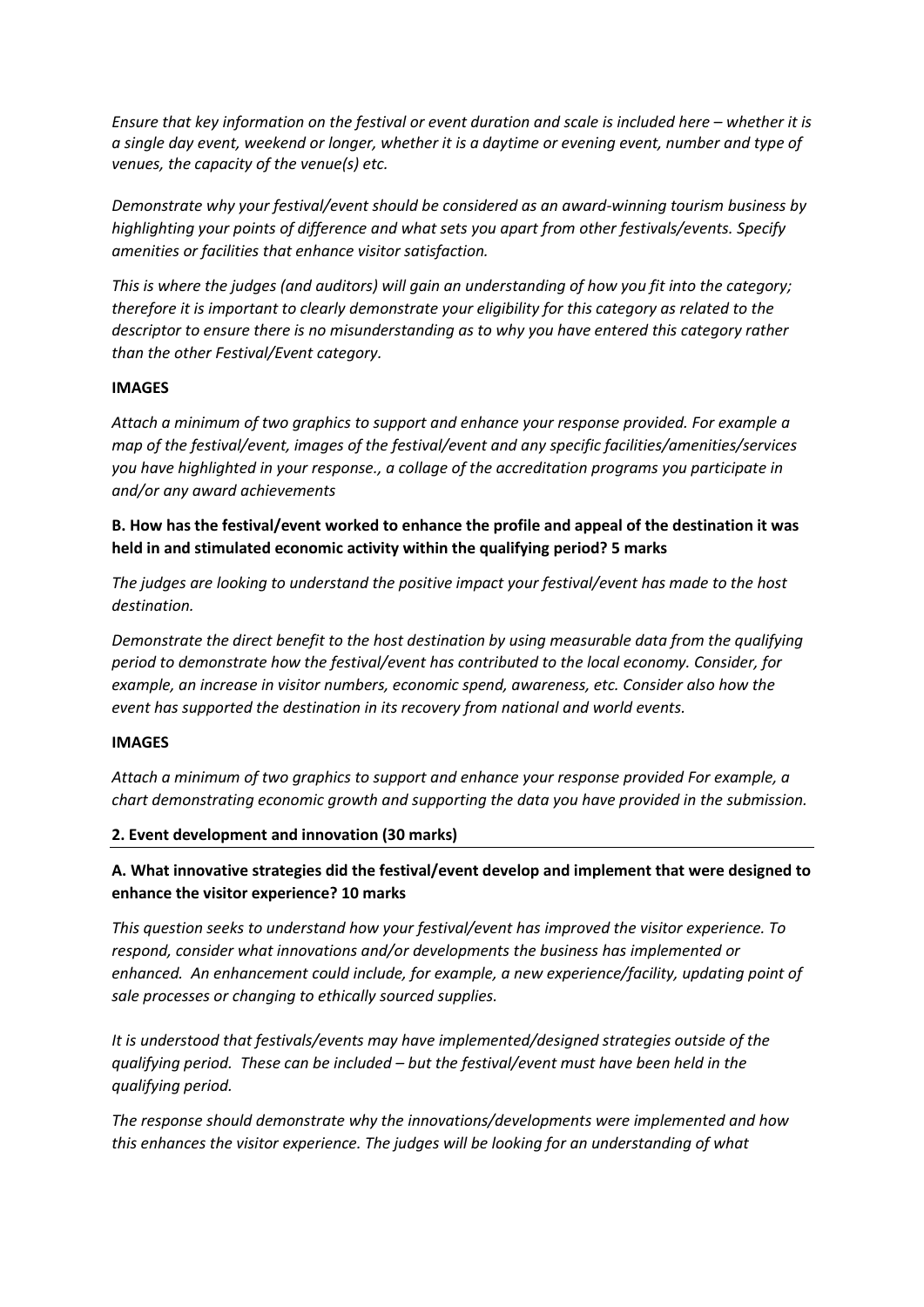*Ensure that key information on the festival or event duration and scale is included here – whether it is a single day event, weekend or longer, whether it is a daytime or evening event, number and type of venues, the capacity of the venue(s) etc.*

*Demonstrate why your festival/event should be considered as an award-winning tourism business by highlighting your points of difference and what sets you apart from other festivals/events. Specify amenities or facilities that enhance visitor satisfaction.*

*This is where the judges (and auditors) will gain an understanding of how you fit into the category; therefore it is important to clearly demonstrate your eligibility for this category as related to the descriptor to ensure there is no misunderstanding as to why you have entered this category rather than the other Festival/Event category.*

**IMAGES**

*Attach a minimum of two graphics to support and enhance your response provided. For example a map of the festival/event, images of the festival/event and any specific facilities/amenities/services you have highlighted in your response., a collage of the accreditation programs you participate in and/or any award achievements*

**B. How has the festival/event worked to enhance the profile and appeal of the destination it was held in and stimulated economic activity within the qualifying period? 5 marks**

*The judges are looking to understand the positive impact your festival/event has made to the host destination.*

*Demonstrate the direct benefit to the host destination by using measurable data from the qualifying period to demonstrate how the festival/event has contributed to the local economy. Consider, for example, an increase in visitor numbers, economic spend, awareness, etc. Consider also how the event has supported the destination in its recovery from national and world events.*

**IMAGES**

*Attach a minimum of two graphics to support and enhance your response provided For example, a chart demonstrating economic growth and supporting the data you have provided in the submission.*

**2. Event development and innovation (30 marks)**

**A. What innovative strategies did the festival/event develop and implement that were designed to enhance the visitor experience? 10 marks**

*This question seeks to understand how your festival/event has improved the visitor experience. To respond, consider what innovations and/or developments the business has implemented or enhanced. An enhancement could include, for example, a new experience/facility, updating point of sale processes or changing to ethically sourced supplies.*

*It is understood that festivals/events may have implemented/designed strategies outside of the qualifying period. These can be included – but the festival/event must have been held in the qualifying period.*

*The response should demonstrate why the innovations/developments were implemented and how this enhances the visitor experience. The judges will be looking for an understanding of what*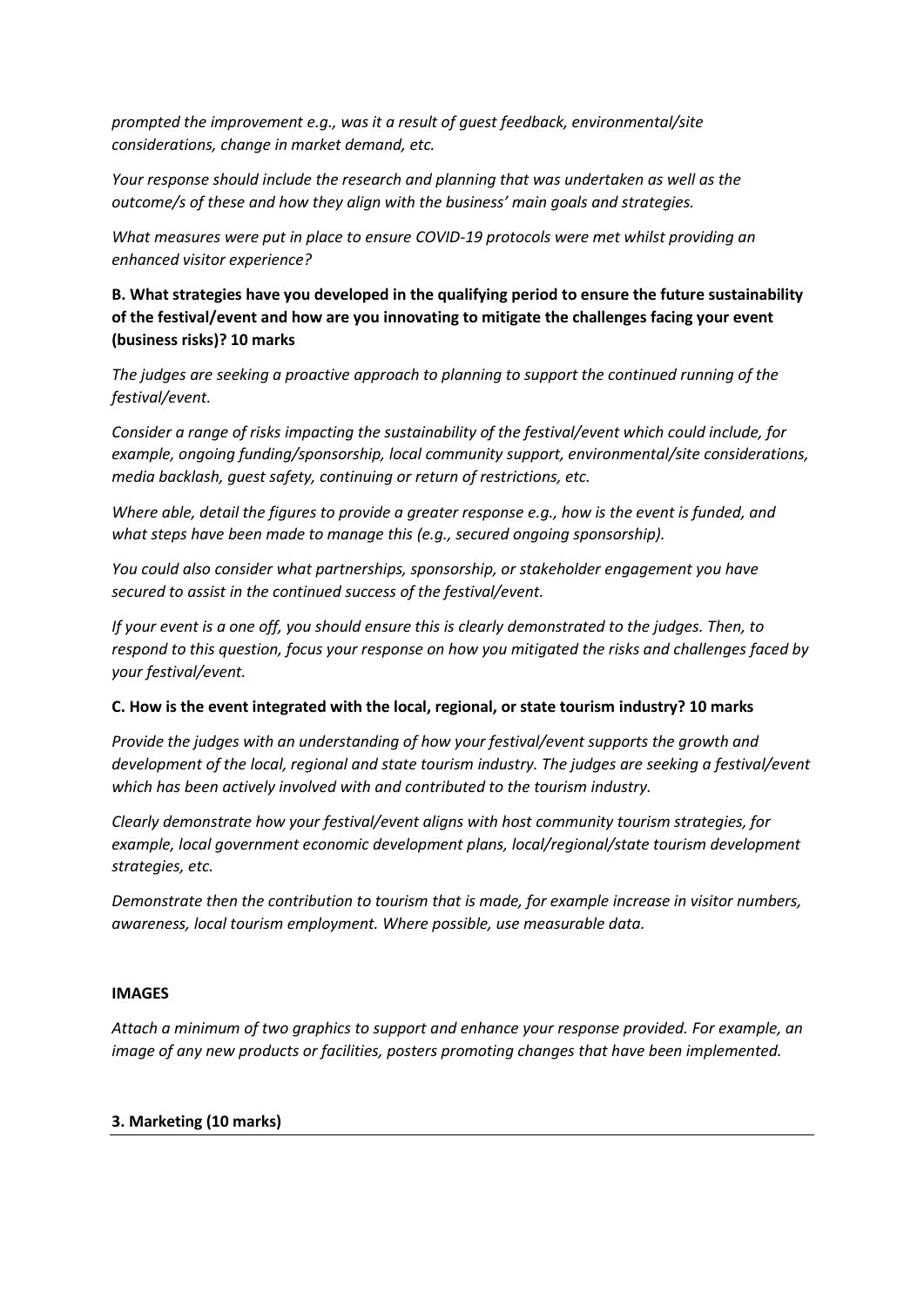*prompted the improvement e.g., was it a result of guest feedback, environmental/site considerations, change in market demand, etc.*

*Your response should include the research and planning that was undertaken as well as the outcome/s of these and how they align with the business' main goals and strategies.*

*What measures were put in place to ensure COVID-19 protocols were met whilst providing an enhanced visitor experience?*

**B. What strategies have you developed in the qualifying period to ensure the future sustainability of the festival/event and how are you innovating to mitigate the challenges facing your event (business risks)? 10 marks**

*The judges are seeking a proactive approach to planning to support the continued running of the festival/event.*

*Consider a range of risks impacting the sustainability of the festival/event which could include, for example, ongoing funding/sponsorship, local community support, environmental/site considerations, media backlash, guest safety, continuing or return of restrictions, etc.*

*Where able, detail the figures to provide a greater response e.g., how is the event is funded, and what steps have been made to manage this (e.g., secured ongoing sponsorship).*

*You could also consider what partnerships, sponsorship, or stakeholder engagement you have secured to assist in the continued success of the festival/event.*

*If your event is a one off, you should ensure this is clearly demonstrated to the judges. Then, to respond to this question, focus your response on how you mitigated the risks and challenges faced by your festival/event.*

**C. How is the event integrated with the local, regional, or state tourism industry? 10 marks**

*Provide the judges with an understanding of how your festival/event supports the growth and development of the local, regional and state tourism industry. The judges are seeking a festival/event which has been actively involved with and contributed to the tourism industry.*

*Clearly demonstrate how your festival/event aligns with host community tourism strategies, for example, local government economic development plans, local/regional/state tourism development strategies, etc.*

*Demonstrate then the contribution to tourism that is made, for example increase in visitor numbers, awareness, local tourism employment. Where possible, use measurable data.*

**IMAGES**

*Attach a minimum of two graphics to support and enhance your response provided. For example, an image of any new products or facilities, posters promoting changes that have been implemented.*

**3. Marketing (10 marks)**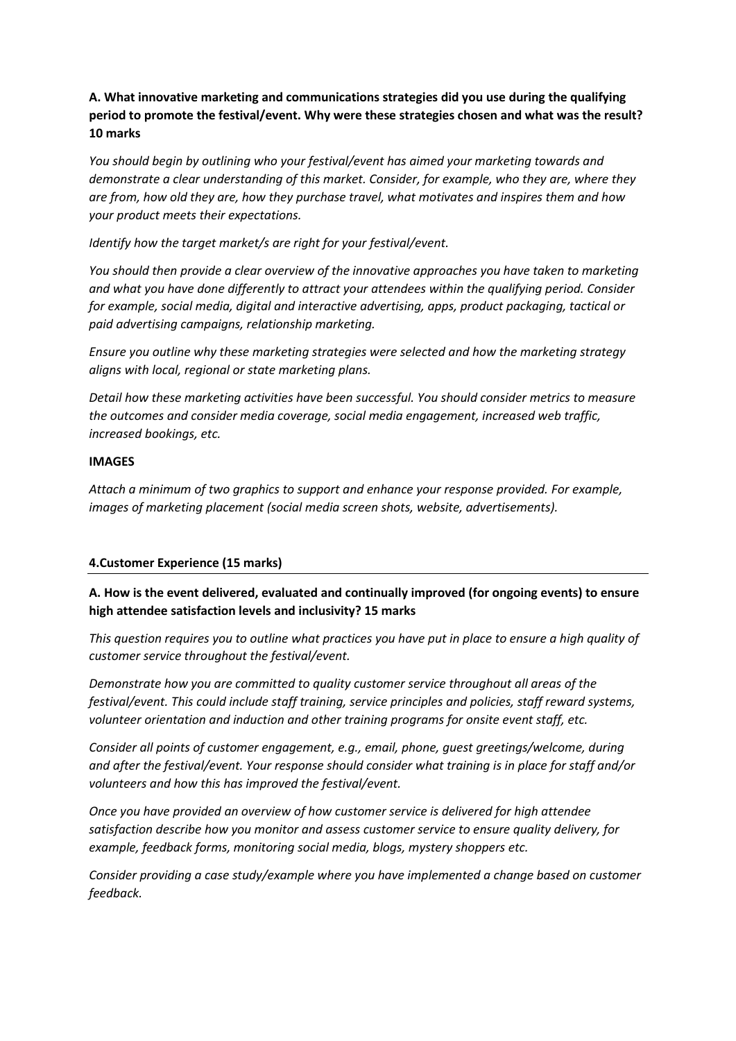**A. What innovative marketing and communications strategies did you use during the qualifying period to promote the festival/event. Why were these strategies chosen and what was the result? 10 marks**

*You should begin by outlining who your festival/event has aimed your marketing towards and demonstrate a clear understanding of this market. Consider, for example, who they are, where they are from, how old they are, how they purchase travel, what motivates and inspires them and how your product meets their expectations.*

*Identify how the target market/s are right for your festival/event.*

*You should then provide a clear overview of the innovative approaches you have taken to marketing and what you have done differently to attract your attendees within the qualifying period. Consider for example, social media, digital and interactive advertising, apps, product packaging, tactical or paid advertising campaigns, relationship marketing.*

*Ensure you outline why these marketing strategies were selected and how the marketing strategy aligns with local, regional or state marketing plans.*

*Detail how these marketing activities have been successful. You should consider metrics to measure the outcomes and consider media coverage, social media engagement, increased web traffic, increased bookings, etc.*

**IMAGES**

*Attach a minimum of two graphics to support and enhance your response provided. For example, images of marketing placement (social media screen shots, website, advertisements).*

## 4.Customer Experience (15 marks)

**A. How is the event delivered, evaluated and continually improved (for ongoing events) to ensure high attendee satisfaction levels and inclusivity? 15 marks**

*This question requires you to outline what practices you have put in place to ensure a high quality of customer service throughout the festival/event.*

*Demonstrate how you are committed to quality customer service throughout all areas of the festival/event. This could include staff training, service principles and policies, staff reward systems, volunteer orientation and induction and other training programs for onsite event staff, etc.*

*Consider all points of customer engagement, e.g., email, phone, guest greetings/welcome, during and after the festival/event. Your response should consider what training is in place for staff and/or volunteers and how this has improved the festival/event.*

*Once you have provided an overview of how customer service is delivered for high attendee satisfaction describe how you monitor and assess customer service to ensure quality delivery, for example, feedback forms, monitoring social media, blogs, mystery shoppers etc.*

*Consider providing a case study/example where you have implemented a change based on customer feedback.*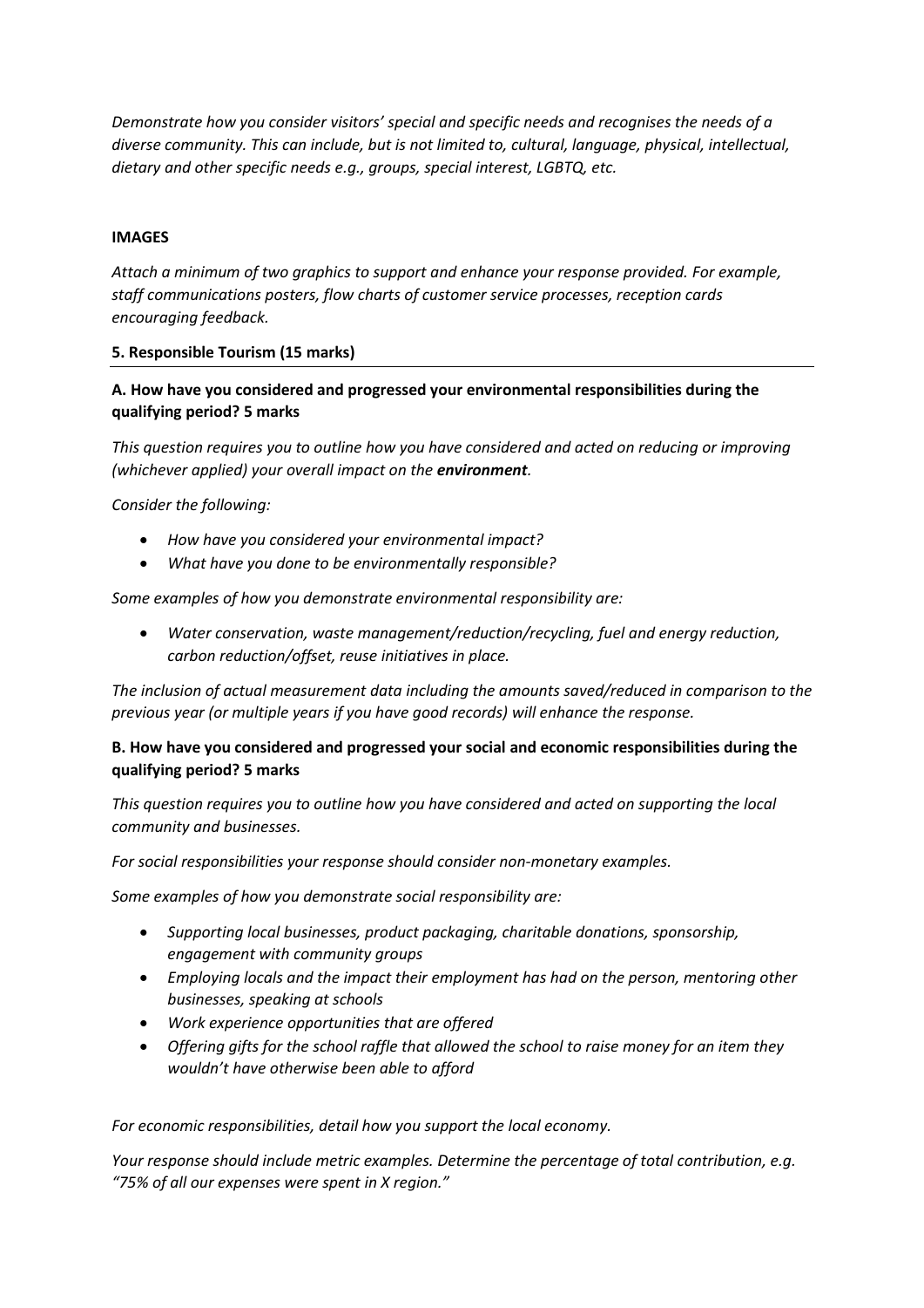*Demonstrate how you consider visitors' special and specific needs and recognises the needs of a diverse community. This can include, but is not limited to, cultural, language, physical, intellectual, dietary and other specific needs e.g., groups, special interest, LGBTQ, etc.*

**IMAGES**

*Attach a minimum of two graphics to support and enhance your response provided. For example, staff communications posters, flow charts of customer service processes, reception cards encouraging feedback.*

**5. Responsible Tourism (15 marks)**

---

**A. How have you considered and progressed your environmental responsibilities during the qualifying period? 5 marks**

*This question requires you to outline how you have considered and acted on reducing or improving (whichever applied) your overall impact on the* ***environment****.*

*Consider the following:*

- *How have you considered your environmental impact?*
- *What have you done to be environmentally responsible?*

*Some examples of how you demonstrate environmental responsibility are:*

- *Water conservation, waste management/reduction/recycling, fuel and energy reduction, carbon reduction/offset, reuse initiatives in place.*

*The inclusion of actual measurement data including the amounts saved/reduced in comparison to the previous year (or multiple years if you have good records) will enhance the response.*

**B. How have you considered and progressed your social and economic responsibilities during the qualifying period? 5 marks**

*This question requires you to outline how you have considered and acted on supporting the local community and businesses.*

*For social responsibilities your response should consider non-monetary examples.*

*Some examples of how you demonstrate social responsibility are:*

- *Supporting local businesses, product packaging, charitable donations, sponsorship, engagement with community groups*
- *Employing locals and the impact their employment has had on the person, mentoring other businesses, speaking at schools*
- *Work experience opportunities that are offered*
- *Offering gifts for the school raffle that allowed the school to raise money for an item they wouldn't have otherwise been able to afford*

*For economic responsibilities, detail how you support the local economy.*

*Your response should include metric examples. Determine the percentage of total contribution, e.g. "75% of all our expenses were spent in X region."*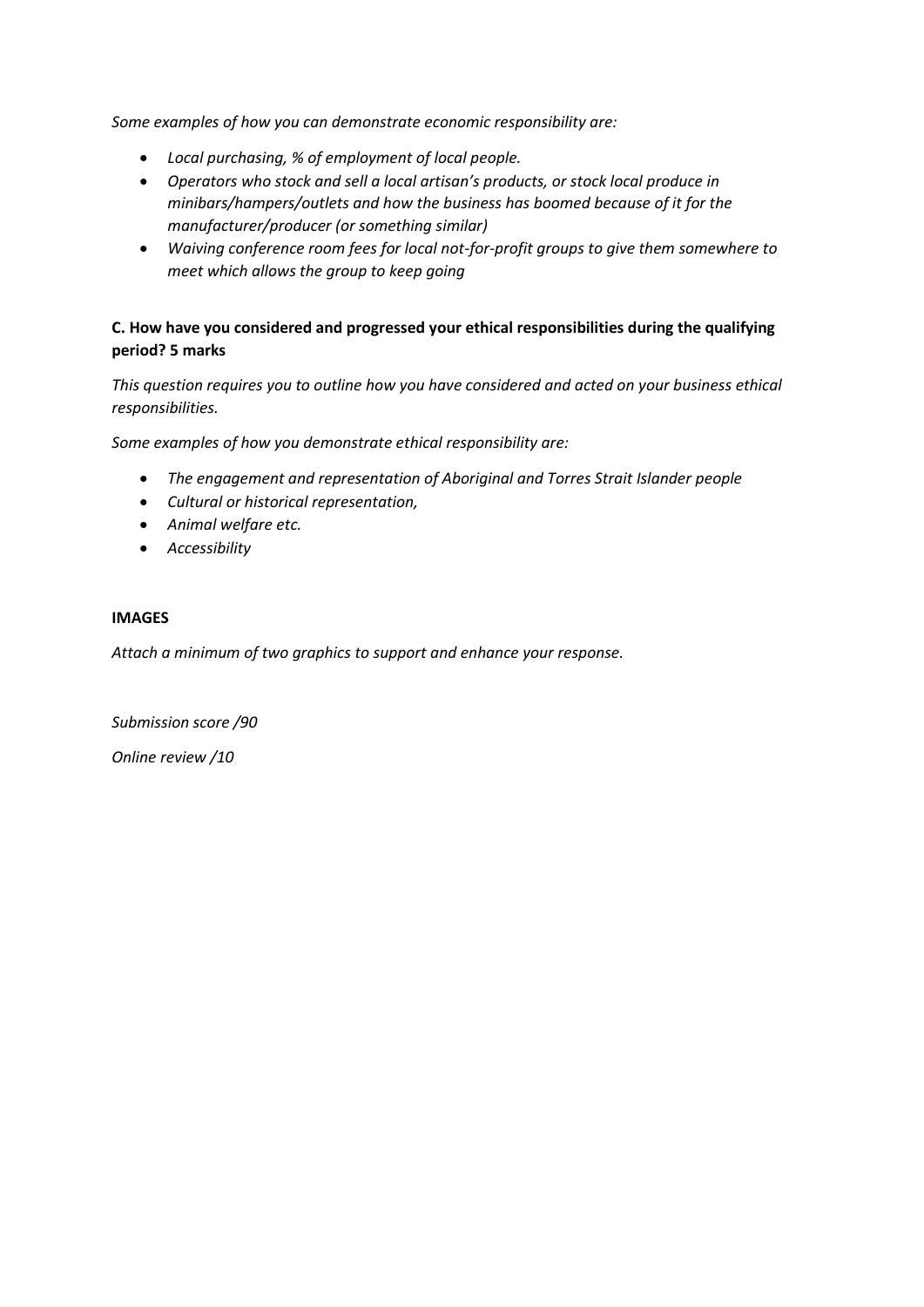*Some examples of how you can demonstrate economic responsibility are:*

- *Local purchasing, % of employment of local people.*
- *Operators who stock and sell a local artisan's products, or stock local produce in minibars/hampers/outlets and how the business has boomed because of it for the manufacturer/producer (or something similar)*
- *Waiving conference room fees for local not-for-profit groups to give them somewhere to meet which allows the group to keep going*

**C. How have you considered and progressed your ethical responsibilities during the qualifying period? 5 marks**

*This question requires you to outline how you have considered and acted on your business ethical responsibilities.*

*Some examples of how you demonstrate ethical responsibility are:*

- *The engagement and representation of Aboriginal and Torres Strait Islander people*
- *Cultural or historical representation,*
- *Animal welfare etc.*
- *Accessibility*

**IMAGES**

*Attach a minimum of two graphics to support and enhance your response.*

*Submission score /90*

*Online review /10*